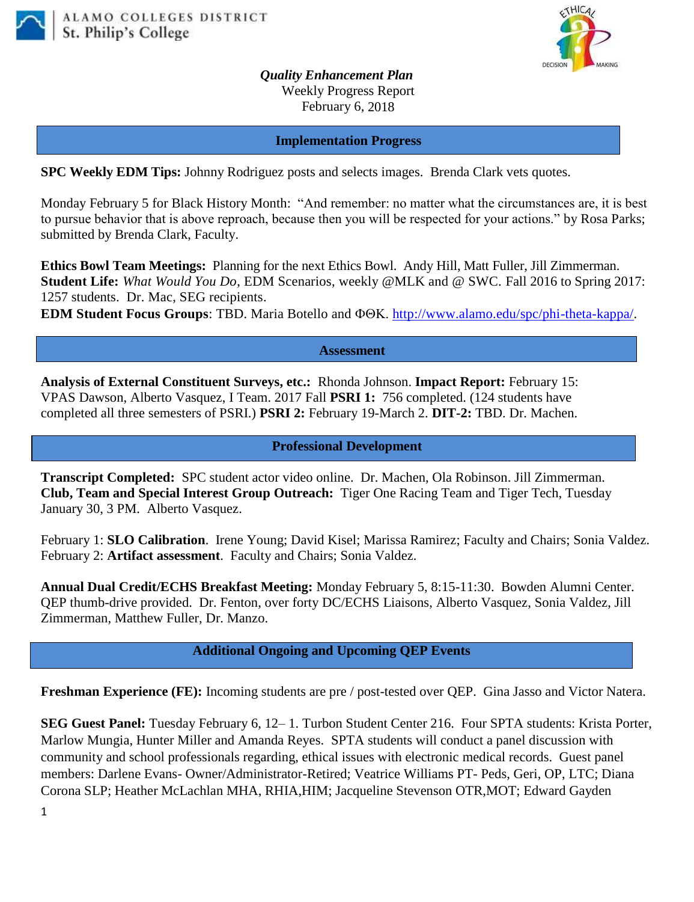ALAMO COLLEGES DISTRICT
St. Philip's College

ETHICAL DECISION MAKING

***Quality Enhancement Plan***

Weekly Progress Report

February 6, 2018

## Implementation Progress

**SPC Weekly EDM Tips:** Johnny Rodriguez posts and selects images. Brenda Clark vets quotes.

Monday February 5 for Black History Month: "And remember: no matter what the circumstances are, it is best to pursue behavior that is above reproach, because then you will be respected for your actions." by Rosa Parks; submitted by Brenda Clark, Faculty.

**Ethics Bowl Team Meetings:** Planning for the next Ethics Bowl. Andy Hill, Matt Fuller, Jill Zimmerman.
**Student Life:** *What Would You Do*, EDM Scenarios, weekly @MLK and @ SWC. Fall 2016 to Spring 2017: 1257 students. Dr. Mac, SEG recipients.
**EDM Student Focus Groups**: TBD. Maria Botello and ΦΘΚ. http://www.alamo.edu/spc/phi-theta-kappa/.

## Assessment

**Analysis of External Constituent Surveys, etc.:** Rhonda Johnson. **Impact Report:** February 15: VPAS Dawson, Alberto Vasquez, I Team. 2017 Fall **PSRI 1:** 756 completed. (124 students have completed all three semesters of PSRI.) **PSRI 2:** February 19-March 2. **DIT-2:** TBD. Dr. Machen.

## Professional Development

**Transcript Completed:** SPC student actor video online. Dr. Machen, Ola Robinson. Jill Zimmerman.
**Club, Team and Special Interest Group Outreach:** Tiger One Racing Team and Tiger Tech, Tuesday January 30, 3 PM. Alberto Vasquez.

February 1: **SLO Calibration**. Irene Young; David Kisel; Marissa Ramirez; Faculty and Chairs; Sonia Valdez.
February 2: **Artifact assessment**. Faculty and Chairs; Sonia Valdez.

**Annual Dual Credit/ECHS Breakfast Meeting:** Monday February 5, 8:15-11:30. Bowden Alumni Center. QEP thumb-drive provided. Dr. Fenton, over forty DC/ECHS Liaisons, Alberto Vasquez, Sonia Valdez, Jill Zimmerman, Matthew Fuller, Dr. Manzo.

## Additional Ongoing and Upcoming QEP Events

**Freshman Experience (FE):** Incoming students are pre / post-tested over QEP. Gina Jasso and Victor Natera.

**SEG Guest Panel:** Tuesday February 6, 12– 1. Turbon Student Center 216. Four SPTA students: Krista Porter, Marlow Mungia, Hunter Miller and Amanda Reyes. SPTA students will conduct a panel discussion with community and school professionals regarding, ethical issues with electronic medical records. Guest panel members: Darlene Evans- Owner/Administrator-Retired; Veatrice Williams PT- Peds, Geri, OP, LTC; Diana Corona SLP; Heather McLachlan MHA, RHIA,HIM; Jacqueline Stevenson OTR,MOT; Edward Gayden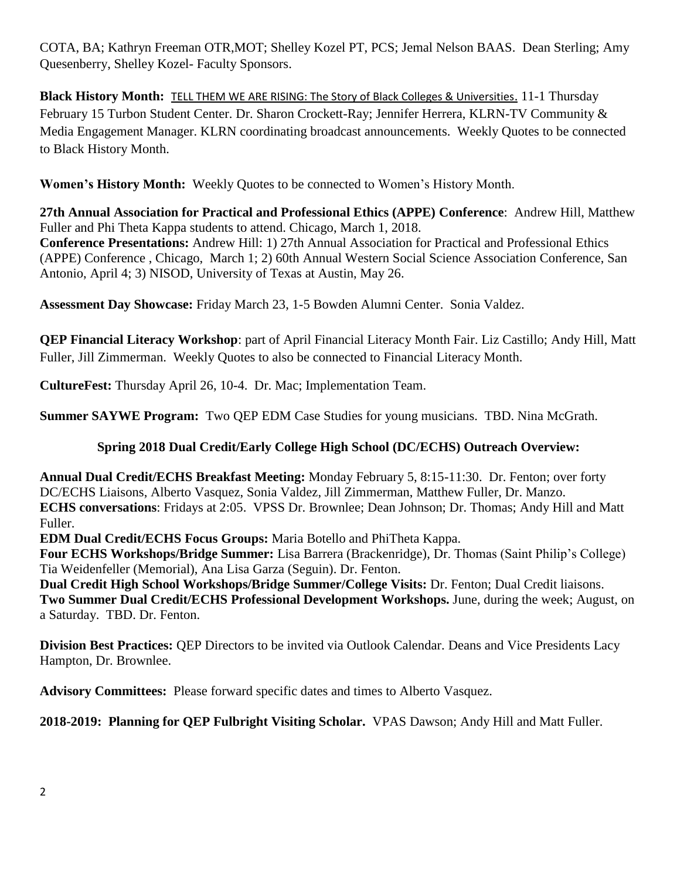COTA, BA; Kathryn Freeman OTR,MOT; Shelley Kozel PT, PCS; Jemal Nelson BAAS. Dean Sterling; Amy Quesenberry, Shelley Kozel- Faculty Sponsors.

**Black History Month:** TELL THEM WE ARE RISING: The Story of Black Colleges & Universities. 11-1 Thursday February 15 Turbon Student Center. Dr. Sharon Crockett-Ray; Jennifer Herrera, KLRN-TV Community & Media Engagement Manager. KLRN coordinating broadcast announcements. Weekly Quotes to be connected to Black History Month.

**Women's History Month:** Weekly Quotes to be connected to Women's History Month.

**27th Annual Association for Practical and Professional Ethics (APPE) Conference**: Andrew Hill, Matthew Fuller and Phi Theta Kappa students to attend. Chicago, March 1, 2018.
**Conference Presentations:** Andrew Hill: 1) 27th Annual Association for Practical and Professional Ethics (APPE) Conference , Chicago, March 1; 2) 60th Annual Western Social Science Association Conference, San Antonio, April 4; 3) NISOD, University of Texas at Austin, May 26.

**Assessment Day Showcase:** Friday March 23, 1-5 Bowden Alumni Center. Sonia Valdez.

**QEP Financial Literacy Workshop**: part of April Financial Literacy Month Fair. Liz Castillo; Andy Hill, Matt Fuller, Jill Zimmerman. Weekly Quotes to also be connected to Financial Literacy Month.

**CultureFest:** Thursday April 26, 10-4. Dr. Mac; Implementation Team.

**Summer SAYWE Program:** Two QEP EDM Case Studies for young musicians. TBD. Nina McGrath.

**Spring 2018 Dual Credit/Early College High School (DC/ECHS) Outreach Overview:**

**Annual Dual Credit/ECHS Breakfast Meeting:** Monday February 5, 8:15-11:30. Dr. Fenton; over forty DC/ECHS Liaisons, Alberto Vasquez, Sonia Valdez, Jill Zimmerman, Matthew Fuller, Dr. Manzo.
**ECHS conversations**: Fridays at 2:05. VPSS Dr. Brownlee; Dean Johnson; Dr. Thomas; Andy Hill and Matt Fuller.
**EDM Dual Credit/ECHS Focus Groups:** Maria Botello and PhiTheta Kappa.
**Four ECHS Workshops/Bridge Summer:** Lisa Barrera (Brackenridge), Dr. Thomas (Saint Philip's College) Tia Weidenfeller (Memorial), Ana Lisa Garza (Seguin). Dr. Fenton.
**Dual Credit High School Workshops/Bridge Summer/College Visits:** Dr. Fenton; Dual Credit liaisons.
**Two Summer Dual Credit/ECHS Professional Development Workshops.** June, during the week; August, on a Saturday. TBD. Dr. Fenton.

**Division Best Practices:** QEP Directors to be invited via Outlook Calendar. Deans and Vice Presidents Lacy Hampton, Dr. Brownlee.

**Advisory Committees:** Please forward specific dates and times to Alberto Vasquez.

**2018-2019: Planning for QEP Fulbright Visiting Scholar.** VPAS Dawson; Andy Hill and Matt Fuller.